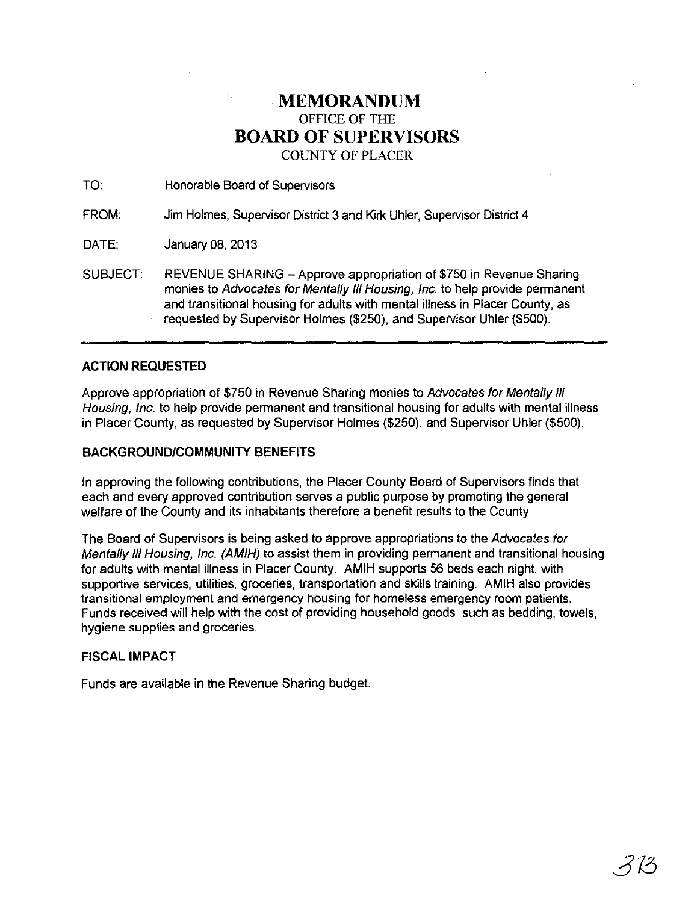# MEMORANDUM

OFFICE OF THE

# BOARD OF SUPERVISORS

COUNTY OF PLACER

TO: Honorable Board of Supervisors

FROM: Jim Holmes, Supervisor District 3 and Kirk Uhler, Supervisor District 4

DATE: January 08, 2013

SUBJECT: REVENUE SHARING – Approve appropriation of $750 in Revenue Sharing monies to *Advocates for Mentally Ill Housing, Inc.* to help provide permanent and transitional housing for adults with mental illness in Placer County, as requested by Supervisor Holmes ($250), and Supervisor Uhler ($500).

---

## ACTION REQUESTED

Approve appropriation of $750 in Revenue Sharing monies to *Advocates for Mentally Ill Housing, Inc.* to help provide permanent and transitional housing for adults with mental illness in Placer County, as requested by Supervisor Holmes ($250), and Supervisor Uhler ($500).

## BACKGROUND/COMMUNITY BENEFITS

In approving the following contributions, the Placer County Board of Supervisors finds that each and every approved contribution serves a public purpose by promoting the general welfare of the County and its inhabitants therefore a benefit results to the County.

The Board of Supervisors is being asked to approve appropriations to the *Advocates for Mentally Ill Housing, Inc. (AMIH)* to assist them in providing permanent and transitional housing for adults with mental illness in Placer County. AMIH supports 56 beds each night, with supportive services, utilities, groceries, transportation and skills training. AMIH also provides transitional employment and emergency housing for homeless emergency room patients. Funds received will help with the cost of providing household goods, such as bedding, towels, hygiene supplies and groceries.

## FISCAL IMPACT

Funds are available in the Revenue Sharing budget.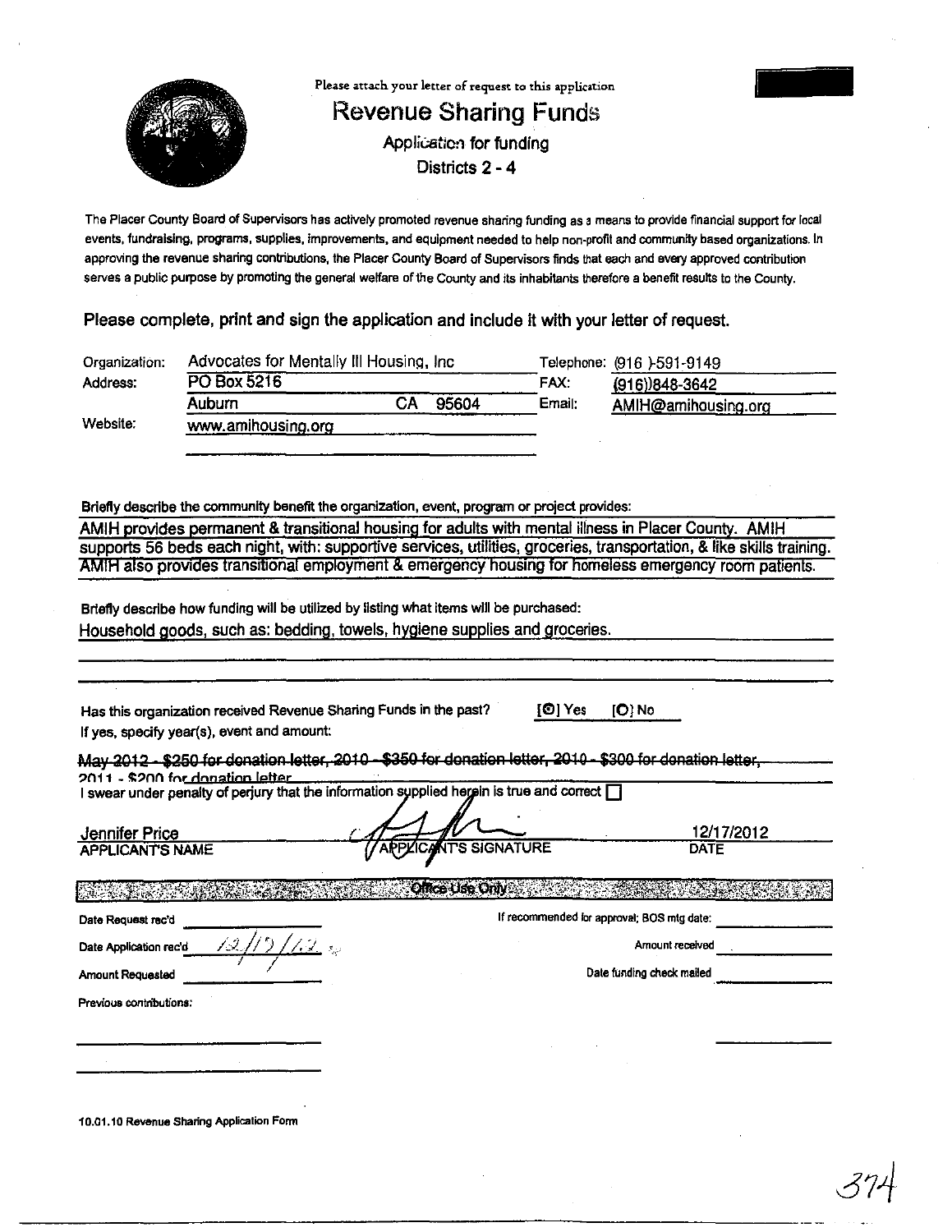Please attach your letter of request to this application

# Revenue Sharing Funds

Application for funding

Districts 2 - 4

The Placer County Board of Supervisors has actively promoted revenue sharing funding as a means to provide financial support for local events, fundraising, programs, supplies, improvements, and equipment needed to help non-profit and community based organizations. In approving the revenue sharing contributions, the Placer County Board of Supervisors finds that each and every approved contribution serves a public purpose by promoting the general welfare of the County and its inhabitants therefore a benefit results to the County.

**Please complete, print and sign the application and include it with your letter of request.**

| | | | |
|---|---|---|---|
| Organization: | Advocates for Mentally Ill Housing, Inc | Telephone: | (916 )-591-9149 |
| Address: | PO Box 5216 | FAX: | (916))848-3642 |
| | Auburn CA 95604 | Email: | AMIH@amihousing.org |
| Website: | www.amihousing.org | | |

Briefly describe the community benefit the organization, event, program or project provides:

AMIH provides permanent & transitional housing for adults with mental illness in Placer County. AMIH supports 56 beds each night, with: supportive services, utilities, groceries, transportation, & like skills training. AMIH also provides transitional employment & emergency housing for homeless emergency room patients.

Briefly describe how funding will be utilized by listing what items will be purchased:

Household goods, such as: bedding, towels, hygiene supplies and groceries.

Has this organization received Revenue Sharing Funds in the past? [●] Yes [○] No

If yes, specify year(s), event and amount:

~~May 2012 - $250 for donation letter, 2010 - $350 for donation letter, 2010 - $300 for donation letter,~~ 2011 - $200 for donation letter

I swear under penalty of perjury that the information supplied herein is true and correct ☐

| | | |
|---|---|---|
| Jennifer Price | [signature] | 12/17/2012 |
| APPLICANT'S NAME | APPLICANT'S SIGNATURE | DATE |

**Office Use Only**

| | | | |
|---|---|---|---|
| Date Request rec'd | | If recommended for approval; BOS mtg date: | |
| Date Application rec'd | 12/17/12 | Amount received | |
| Amount Requested | | Date funding check mailed | |
| Previous contributions: | | | |

10.01.10 Revenue Sharing Application Form